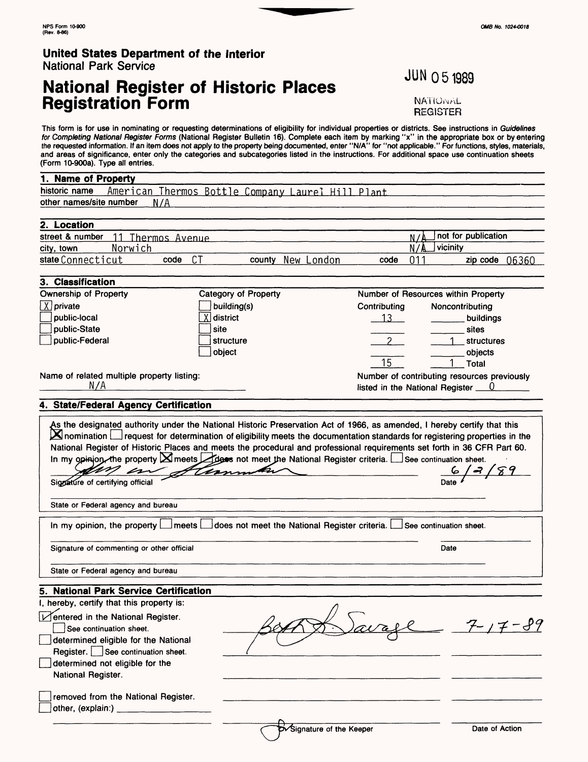NPS Form 10-900
(Rev. 8-86)

OMB No. 1024-0018

**United States Department of the Interior**
National Park Service

# National Register of Historic Places Registration Form

JUN 05 1989

NATIONAL REGISTER

This form is for use in nominating or requesting determinations of eligibility for individual properties or districts. See instructions in *Guidelines for Completing National Register Forms* (National Register Bulletin 16). Complete each item by marking "x" in the appropriate box or by entering the requested information. If an item does not apply to the property being documented, enter "N/A" for "not applicable." For functions, styles, materials, and areas of significance, enter only the categories and subcategories listed in the instructions. For additional space use continuation sheets (Form 10-900a). Type all entries.

## 1. Name of Property

historic name American Thermos Bottle Company Laurel Hill Plant

other names/site number N/A

## 2. Location

street & number 11 Thermos Avenue — N/A not for publication

city, town Norwich — N/A vicinity

state Connecticut code CT county New London code 011 zip code 06360

## 3. Classification

| Ownership of Property | Category of Property | Number of Resources within Property | | |
|---|---|---|---|---|
| | | Contributing | Noncontributing | |
| [X] private | [ ] building(s) | 13 | | buildings |
| [ ] public-local | [X] district | | | sites |
| [ ] public-State | [ ] site | 2 | 1 | structures |
| [ ] public-Federal | [ ] structure | | | objects |
| | [ ] object | 15 | 1 | Total |

Name of related multiple property listing: N/A

Number of contributing resources previously listed in the National Register 0

## 4. State/Federal Agency Certification

As the designated authority under the National Historic Preservation Act of 1966, as amended, I hereby certify that this [X] nomination [ ] request for determination of eligibility meets the documentation standards for registering properties in the National Register of Historic Places and meets the procedural and professional requirements set forth in 36 CFR Part 60. In my opinion, the property [X] meets [ ] does not meet the National Register criteria. [ ] See continuation sheet.

Signature of certifying official — Date 6/2/89

State or Federal agency and bureau

In my opinion, the property [ ] meets [ ] does not meet the National Register criteria. [ ] See continuation sheet.

Signature of commenting or other official — Date

State or Federal agency and bureau

## 5. National Park Service Certification

I, hereby, certify that this property is:

- [✓] entered in the National Register. [ ] See continuation sheet. — Beth L. Savage 7-17-89
- [ ] determined eligible for the National Register. [ ] See continuation sheet.
- [ ] determined not eligible for the National Register.
- [ ] removed from the National Register.
- [ ] other, (explain:)

Signature of the Keeper — Date of Action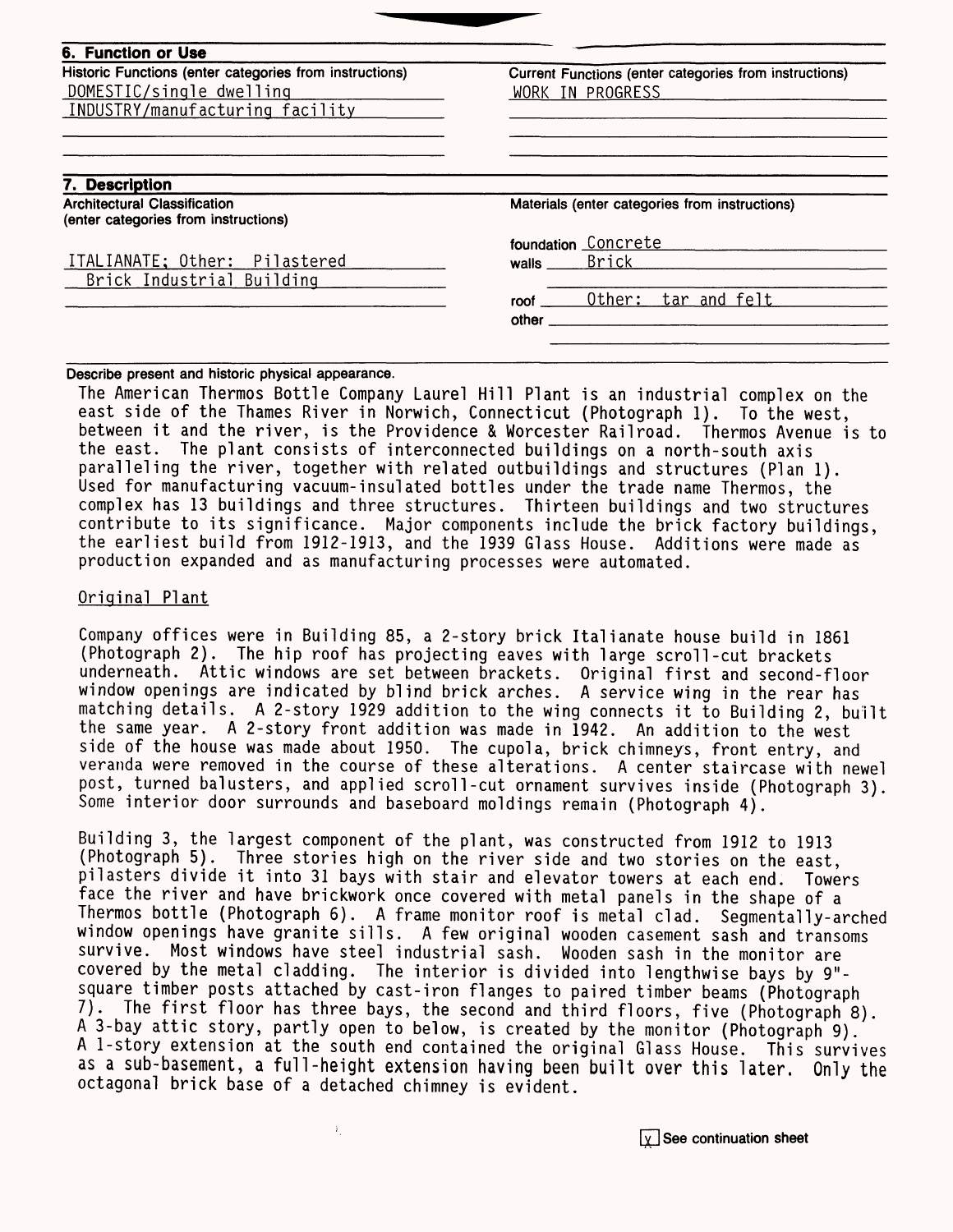## 6. Function or Use

| Historic Functions (enter categories from instructions) | Current Functions (enter categories from instructions) |
| --- | --- |
| DOMESTIC/single dwelling | WORK IN PROGRESS |
| INDUSTRY/manufacturing facility | |

## 7. Description

| Architectural Classification (enter categories from instructions) | Materials (enter categories from instructions) |
| --- | --- |
| ITALIANATE; Other: Pilastered Brick Industrial Building | foundation Concrete |
| | walls Brick |
| | roof Other: tar and felt |
| | other |

Describe present and historic physical appearance.

The American Thermos Bottle Company Laurel Hill Plant is an industrial complex on the east side of the Thames River in Norwich, Connecticut (Photograph 1). To the west, between it and the river, is the Providence & Worcester Railroad. Thermos Avenue is to the east. The plant consists of interconnected buildings on a north-south axis paralleling the river, together with related outbuildings and structures (Plan 1). Used for manufacturing vacuum-insulated bottles under the trade name Thermos, the complex has 13 buildings and three structures. Thirteen buildings and two structures contribute to its significance. Major components include the brick factory buildings, the earliest build from 1912-1913, and the 1939 Glass House. Additions were made as production expanded and as manufacturing processes were automated.

Original Plant

Company offices were in Building 85, a 2-story brick Italianate house build in 1861 (Photograph 2). The hip roof has projecting eaves with large scroll-cut brackets underneath. Attic windows are set between brackets. Original first and second-floor window openings are indicated by blind brick arches. A service wing in the rear has matching details. A 2-story 1929 addition to the wing connects it to Building 2, built the same year. A 2-story front addition was made in 1942. An addition to the west side of the house was made about 1950. The cupola, brick chimneys, front entry, and veranda were removed in the course of these alterations. A center staircase with newel post, turned balusters, and applied scroll-cut ornament survives inside (Photograph 3). Some interior door surrounds and baseboard moldings remain (Photograph 4).

Building 3, the largest component of the plant, was constructed from 1912 to 1913 (Photograph 5). Three stories high on the river side and two stories on the east, pilasters divide it into 31 bays with stair and elevator towers at each end. Towers face the river and have brickwork once covered with metal panels in the shape of a Thermos bottle (Photograph 6). A frame monitor roof is metal clad. Segmentally-arched window openings have granite sills. A few original wooden casement sash and transoms survive. Most windows have steel industrial sash. Wooden sash in the monitor are covered by the metal cladding. The interior is divided into lengthwise bays by 9"-square timber posts attached by cast-iron flanges to paired timber beams (Photograph 7). The first floor has three bays, the second and third floors, five (Photograph 8). A 3-bay attic story, partly open to below, is created by the monitor (Photograph 9). A 1-story extension at the south end contained the original Glass House. This survives as a sub-basement, a full-height extension having been built over this later. Only the octagonal brick base of a detached chimney is evident.

[x] See continuation sheet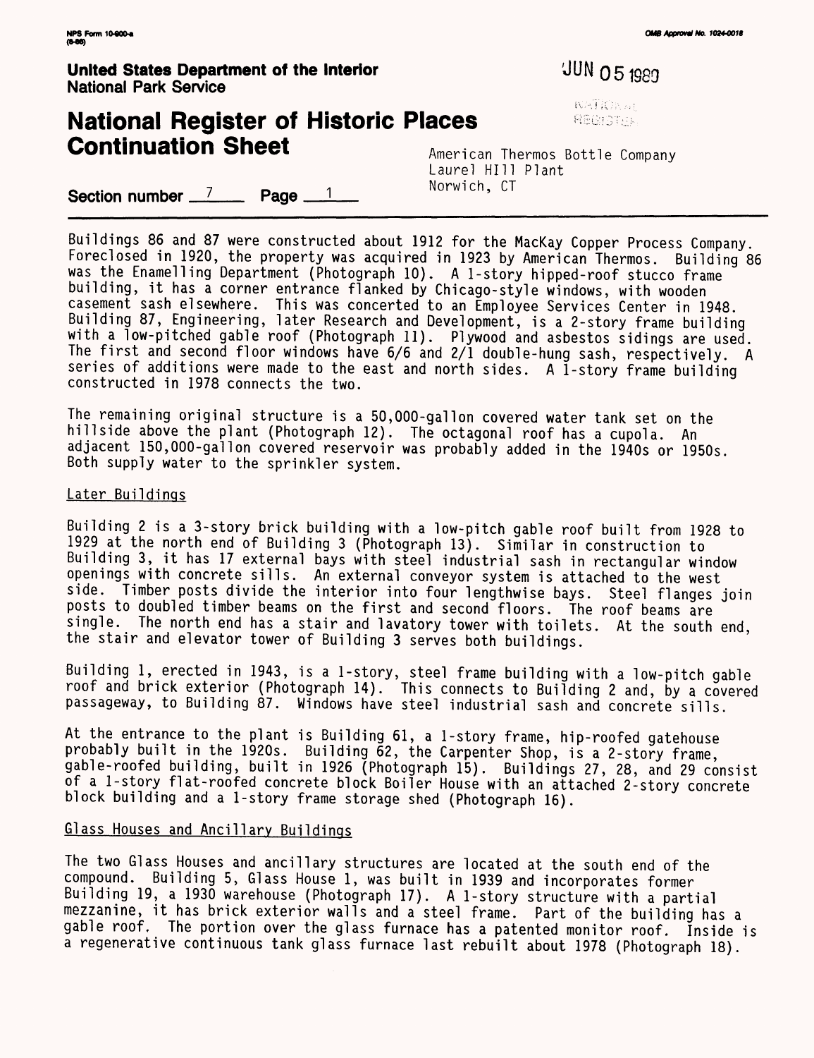Buildings 86 and 87 were constructed about 1912 for the MacKay Copper Process Company. Foreclosed in 1920, the property was acquired in 1923 by American Thermos. Building 86 was the Enamelling Department (Photograph 10). A 1-story hipped-roof stucco frame building, it has a corner entrance flanked by Chicago-style windows, with wooden casement sash elsewhere. This was concerted to an Employee Services Center in 1948. Building 87, Engineering, later Research and Development, is a 2-story frame building with a low-pitched gable roof (Photograph 11). Plywood and asbestos sidings are used. The first and second floor windows have 6/6 and 2/1 double-hung sash, respectively. A series of additions were made to the east and north sides. A 1-story frame building constructed in 1978 connects the two.

The remaining original structure is a 50,000-gallon covered water tank set on the hillside above the plant (Photograph 12). The octagonal roof has a cupola. An adjacent 150,000-gallon covered reservoir was probably added in the 1940s or 1950s. Both supply water to the sprinkler system.

Later Buildings

Building 2 is a 3-story brick building with a low-pitch gable roof built from 1928 to 1929 at the north end of Building 3 (Photograph 13). Similar in construction to Building 3, it has 17 external bays with steel industrial sash in rectangular window openings with concrete sills. An external conveyor system is attached to the west side. Timber posts divide the interior into four lengthwise bays. Steel flanges join posts to doubled timber beams on the first and second floors. The roof beams are single. The north end has a stair and lavatory tower with toilets. At the south end, the stair and elevator tower of Building 3 serves both buildings.

Building 1, erected in 1943, is a 1-story, steel frame building with a low-pitch gable roof and brick exterior (Photograph 14). This connects to Building 2 and, by a covered passageway, to Building 87. Windows have steel industrial sash and concrete sills.

At the entrance to the plant is Building 61, a 1-story frame, hip-roofed gatehouse probably built in the 1920s. Building 62, the Carpenter Shop, is a 2-story frame, gable-roofed building, built in 1926 (Photograph 15). Buildings 27, 28, and 29 consist of a 1-story flat-roofed concrete block Boiler House with an attached 2-story concrete block building and a 1-story frame storage shed (Photograph 16).

Glass Houses and Ancillary Buildings

The two Glass Houses and ancillary structures are located at the south end of the compound. Building 5, Glass House 1, was built in 1939 and incorporates former Building 19, a 1930 warehouse (Photograph 17). A 1-story structure with a partial mezzanine, it has brick exterior walls and a steel frame. Part of the building has a gable roof. The portion over the glass furnace has a patented monitor roof. Inside is a regenerative continuous tank glass furnace last rebuilt about 1978 (Photograph 18).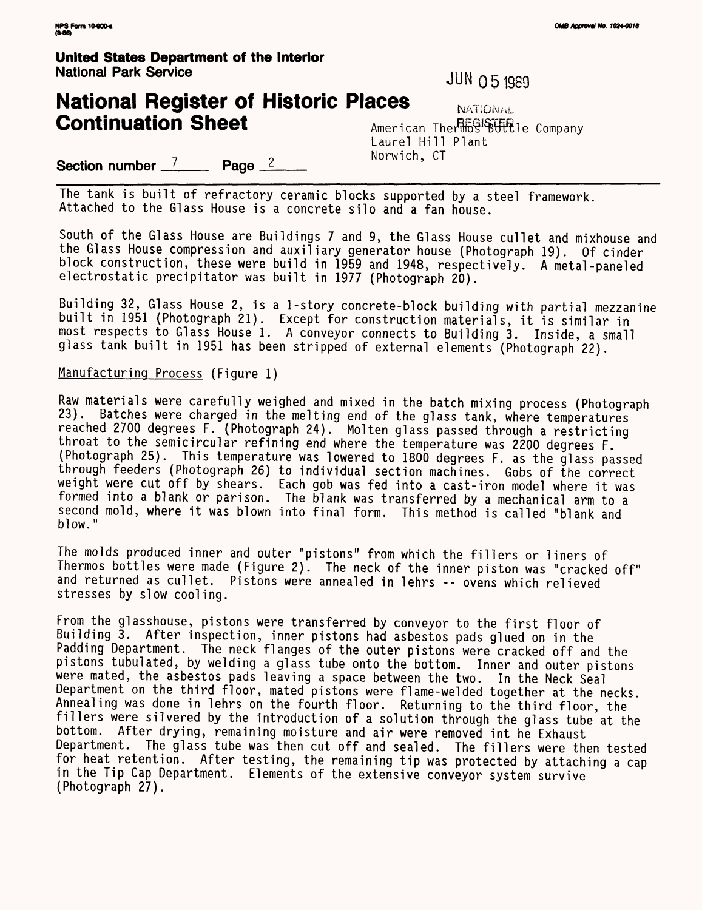The tank is built of refractory ceramic blocks supported by a steel framework. Attached to the Glass House is a concrete silo and a fan house.

South of the Glass House are Buildings 7 and 9, the Glass House cullet and mixhouse and the Glass House compression and auxiliary generator house (Photograph 19). Of cinder block construction, these were build in 1959 and 1948, respectively. A metal-paneled electrostatic precipitator was built in 1977 (Photograph 20).

Building 32, Glass House 2, is a 1-story concrete-block building with partial mezzanine built in 1951 (Photograph 21). Except for construction materials, it is similar in most respects to Glass House 1. A conveyor connects to Building 3. Inside, a small glass tank built in 1951 has been stripped of external elements (Photograph 22).

Manufacturing Process (Figure 1)

Raw materials were carefully weighed and mixed in the batch mixing process (Photograph 23). Batches were charged in the melting end of the glass tank, where temperatures reached 2700 degrees F. (Photograph 24). Molten glass passed through a restricting throat to the semicircular refining end where the temperature was 2200 degrees F. (Photograph 25). This temperature was lowered to 1800 degrees F. as the glass passed through feeders (Photograph 26) to individual section machines. Gobs of the correct weight were cut off by shears. Each gob was fed into a cast-iron model where it was formed into a blank or parison. The blank was transferred by a mechanical arm to a second mold, where it was blown into final form. This method is called "blank and blow."

The molds produced inner and outer "pistons" from which the fillers or liners of Thermos bottles were made (Figure 2). The neck of the inner piston was "cracked off" and returned as cullet. Pistons were annealed in lehrs -- ovens which relieved stresses by slow cooling.

From the glasshouse, pistons were transferred by conveyor to the first floor of Building 3. After inspection, inner pistons had asbestos pads glued on in the Padding Department. The neck flanges of the outer pistons were cracked off and the pistons tubulated, by welding a glass tube onto the bottom. Inner and outer pistons were mated, the asbestos pads leaving a space between the two. In the Neck Seal Department on the third floor, mated pistons were flame-welded together at the necks. Annealing was done in lehrs on the fourth floor. Returning to the third floor, the fillers were silvered by the introduction of a solution through the glass tube at the bottom. After drying, remaining moisture and air were removed int he Exhaust Department. The glass tube was then cut off and sealed. The fillers were then tested for heat retention. After testing, the remaining tip was protected by attaching a cap in the Tip Cap Department. Elements of the extensive conveyor system survive (Photograph 27).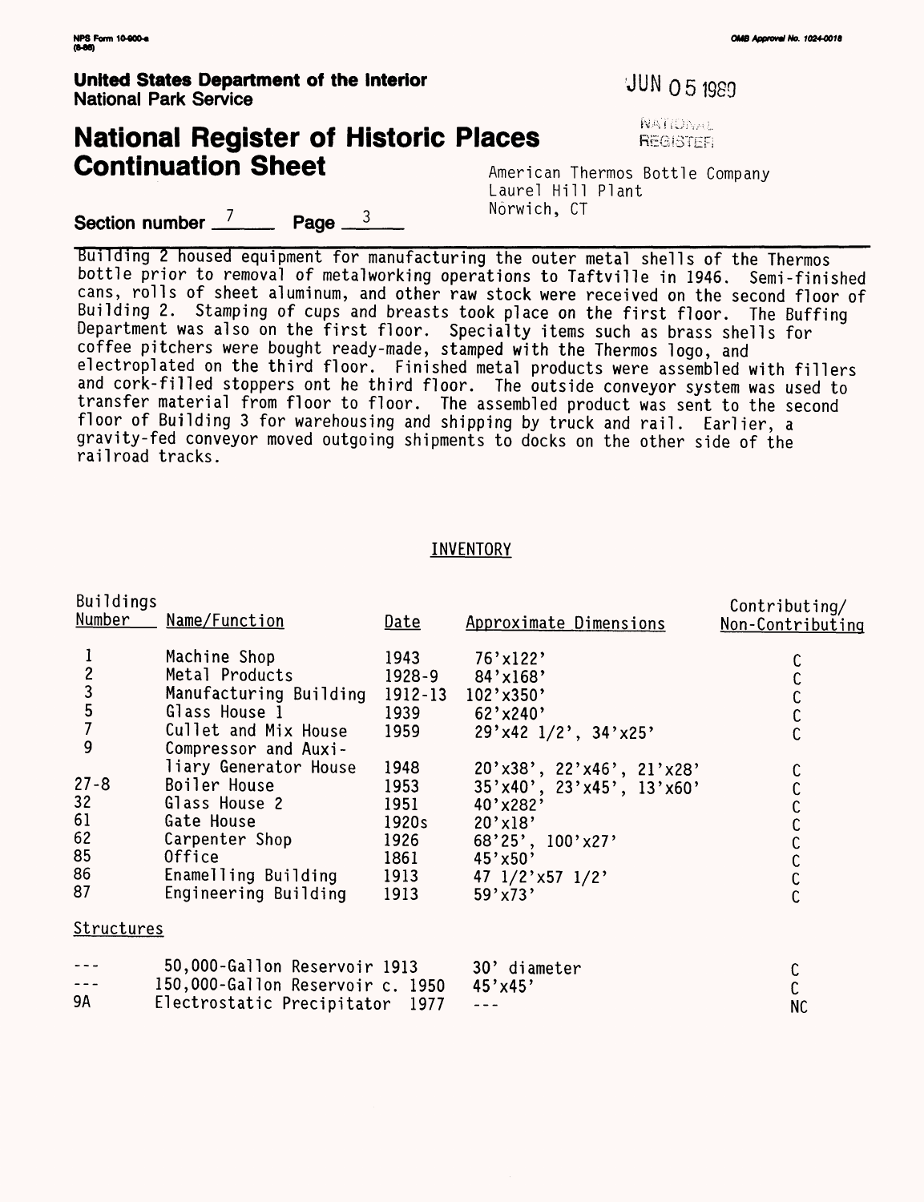**United States Department of the Interior**
**National Park Service**

JUN 05 1989

NATIONAL REGISTER

# National Register of Historic Places Continuation Sheet

American Thermos Bottle Company
Laurel Hill Plant
Norwich, CT

**Section number** 7 **Page** 3

Building 2 housed equipment for manufacturing the outer metal shells of the Thermos bottle prior to removal of metalworking operations to Taftville in 1946. Semi-finished cans, rolls of sheet aluminum, and other raw stock were received on the second floor of Building 2. Stamping of cups and breasts took place on the first floor. The Buffing Department was also on the first floor. Specialty items such as brass shells for coffee pitchers were bought ready-made, stamped with the Thermos logo, and electroplated on the third floor. Finished metal products were assembled with fillers and cork-filled stoppers ont he third floor. The outside conveyor system was used to transfer material from floor to floor. The assembled product was sent to the second floor of Building 3 for warehousing and shipping by truck and rail. Earlier, a gravity-fed conveyor moved outgoing shipments to docks on the other side of the railroad tracks.

## INVENTORY

| Buildings Number | Name/Function | Date | Approximate Dimensions | Contributing/ Non-Contributing |
|---|---|---|---|---|
| 1 | Machine Shop | 1943 | 76'x122' | C |
| 2 | Metal Products | 1928-9 | 84'x168' | C |
| 3 | Manufacturing Building | 1912-13 | 102'x350' | C |
| 5 | Glass House 1 | 1939 | 62'x240' | C |
| 7 | Cullet and Mix House | 1959 | 29'x42 1/2', 34'x25' | C |
| 9 | Compressor and Auxiliary Generator House | 1948 | 20'x38', 22'x46', 21'x28' | C |
| 27-8 | Boiler House | 1953 | 35'x40', 23'x45', 13'x60' | C |
| 32 | Glass House 2 | 1951 | 40'x282' | C |
| 61 | Gate House | 1920s | 20'x18' | C |
| 62 | Carpenter Shop | 1926 | 68'25', 100'x27' | C |
| 85 | Office | 1861 | 45'x50' | C |
| 86 | Enamelling Building | 1913 | 47 1/2'x57 1/2' | C |
| 87 | Engineering Building | 1913 | 59'x73' | C |
| Structures | | | | |
| --- | 50,000-Gallon Reservoir | 1913 | 30' diameter | C |
| --- | 150,000-Gallon Reservoir | c. 1950 | 45'x45' | C |
| 9A | Electrostatic Precipitator | 1977 | --- | NC |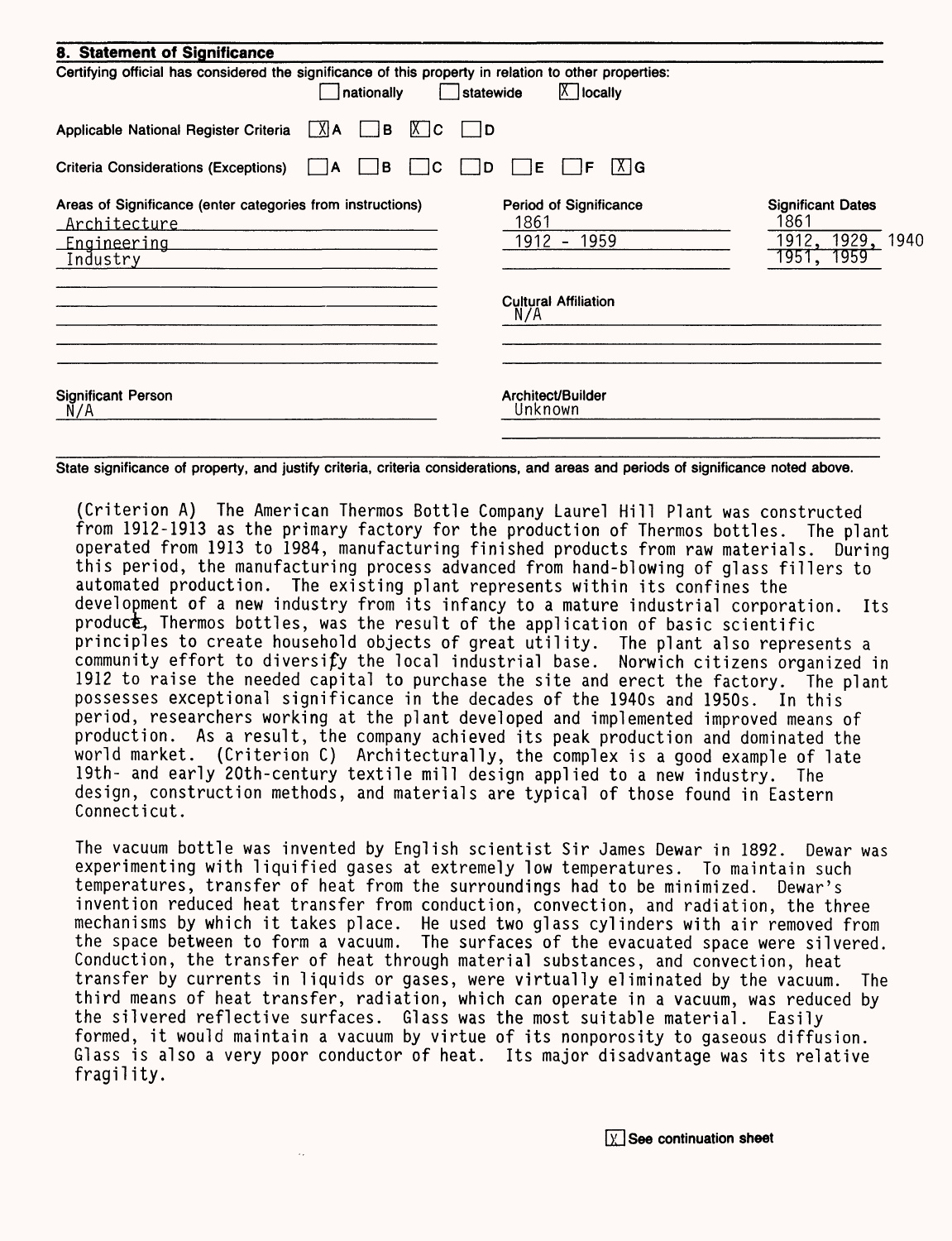## 8. Statement of Significance

Certifying official has considered the significance of this property in relation to other properties:

[ ] nationally [ ] statewide [X] locally

Applicable National Register Criteria [X] A [ ] B [X] C [ ] D

Criteria Considerations (Exceptions) [ ] A [ ] B [ ] C [ ] D [ ] E [ ] F [X] G

| Areas of Significance (enter categories from instructions) | Period of Significance | Significant Dates |
|---|---|---|
| Architecture | 1861 | 1861 |
| Engineering | 1912 - 1959 | 1912, 1929, 1940 |
| Industry | | 1951, 1959 |

Cultural Affiliation
N/A

Significant Person
N/A

Architect/Builder
Unknown

State significance of property, and justify criteria, criteria considerations, and areas and periods of significance noted above.

(Criterion A) The American Thermos Bottle Company Laurel Hill Plant was constructed from 1912-1913 as the primary factory for the production of Thermos bottles. The plant operated from 1913 to 1984, manufacturing finished products from raw materials. During this period, the manufacturing process advanced from hand-blowing of glass fillers to automated production. The existing plant represents within its confines the development of a new industry from its infancy to a mature industrial corporation. Its product, Thermos bottles, was the result of the application of basic scientific principles to create household objects of great utility. The plant also represents a community effort to diversify the local industrial base. Norwich citizens organized in 1912 to raise the needed capital to purchase the site and erect the factory. The plant possesses exceptional significance in the decades of the 1940s and 1950s. In this period, researchers working at the plant developed and implemented improved means of production. As a result, the company achieved its peak production and dominated the world market. (Criterion C) Architecturally, the complex is a good example of late 19th- and early 20th-century textile mill design applied to a new industry. The design, construction methods, and materials are typical of those found in Eastern Connecticut.

The vacuum bottle was invented by English scientist Sir James Dewar in 1892. Dewar was experimenting with liquified gases at extremely low temperatures. To maintain such temperatures, transfer of heat from the surroundings had to be minimized. Dewar's invention reduced heat transfer from conduction, convection, and radiation, the three mechanisms by which it takes place. He used two glass cylinders with air removed from the space between to form a vacuum. The surfaces of the evacuated space were silvered. Conduction, the transfer of heat through material substances, and convection, heat transfer by currents in liquids or gases, were virtually eliminated by the vacuum. The third means of heat transfer, radiation, which can operate in a vacuum, was reduced by the silvered reflective surfaces. Glass was the most suitable material. Easily formed, it would maintain a vacuum by virtue of its nonporosity to gaseous diffusion. Glass is also a very poor conductor of heat. Its major disadvantage was its relative fragility.

[X] See continuation sheet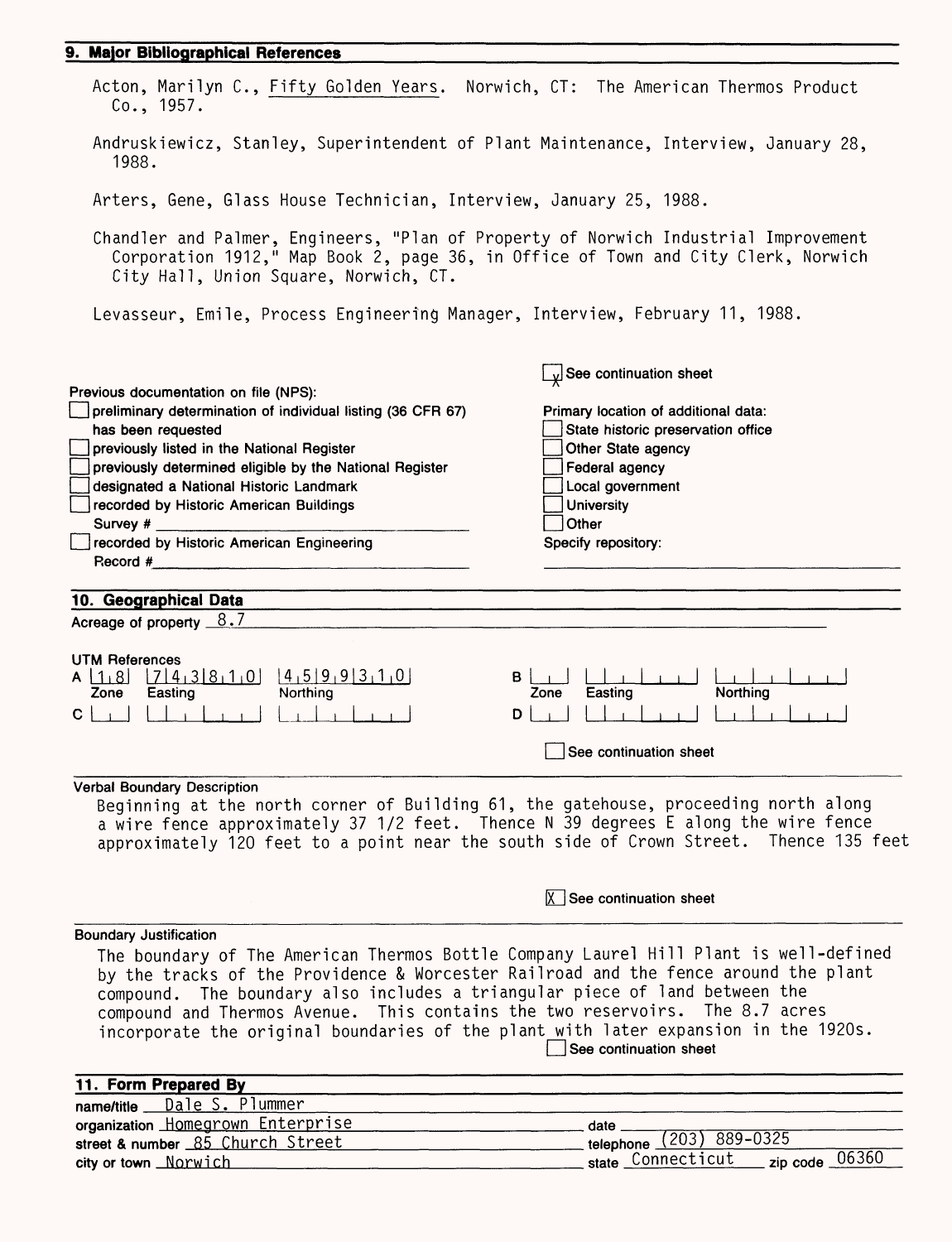## 9. Major Bibliographical References

Acton, Marilyn C., Fifty Golden Years. Norwich, CT: The American Thermos Product Co., 1957.

Andruskiewicz, Stanley, Superintendent of Plant Maintenance, Interview, January 28, 1988.

Arters, Gene, Glass House Technician, Interview, January 25, 1988.

Chandler and Palmer, Engineers, "Plan of Property of Norwich Industrial Improvement Corporation 1912," Map Book 2, page 36, in Office of Town and City Clerk, Norwich City Hall, Union Square, Norwich, CT.

Levasseur, Emile, Process Engineering Manager, Interview, February 11, 1988.

[X] See continuation sheet

Previous documentation on file (NPS):
- [ ] preliminary determination of individual listing (36 CFR 67) has been requested
- [ ] previously listed in the National Register
- [ ] previously determined eligible by the National Register
- [ ] designated a National Historic Landmark
- [ ] recorded by Historic American Buildings Survey # ______
- [ ] recorded by Historic American Engineering Record # ______

Primary location of additional data:
- [ ] State historic preservation office
- [ ] Other State agency
- [ ] Federal agency
- [ ] Local government
- [ ] University
- [ ] Other

Specify repository:

## 10. Geographical Data

Acreage of property 8.7

UTM References

| | Zone | Easting | Northing |
|---|---|---|---|
| A | 1 8 | 7 4 3 8 1 0 | 4 5 9 9 3 1 0 |
| B | | | |
| C | | | |
| D | | | |

[ ] See continuation sheet

Verbal Boundary Description

Beginning at the north corner of Building 61, the gatehouse, proceeding north along a wire fence approximately 37 1/2 feet. Thence N 39 degrees E along the wire fence approximately 120 feet to a point near the south side of Crown Street. Thence 135 feet

[X] See continuation sheet

Boundary Justification

The boundary of The American Thermos Bottle Company Laurel Hill Plant is well-defined by the tracks of the Providence & Worcester Railroad and the fence around the plant compound. The boundary also includes a triangular piece of land between the compound and Thermos Avenue. This contains the two reservoirs. The 8.7 acres incorporate the original boundaries of the plant with later expansion in the 1920s.

[ ] See continuation sheet

## 11. Form Prepared By

name/title Dale S. Plummer
organization Homegrown Enterprise
date
street & number 85 Church Street
telephone (203) 889-0325
city or town Norwich
state Connecticut zip code 06360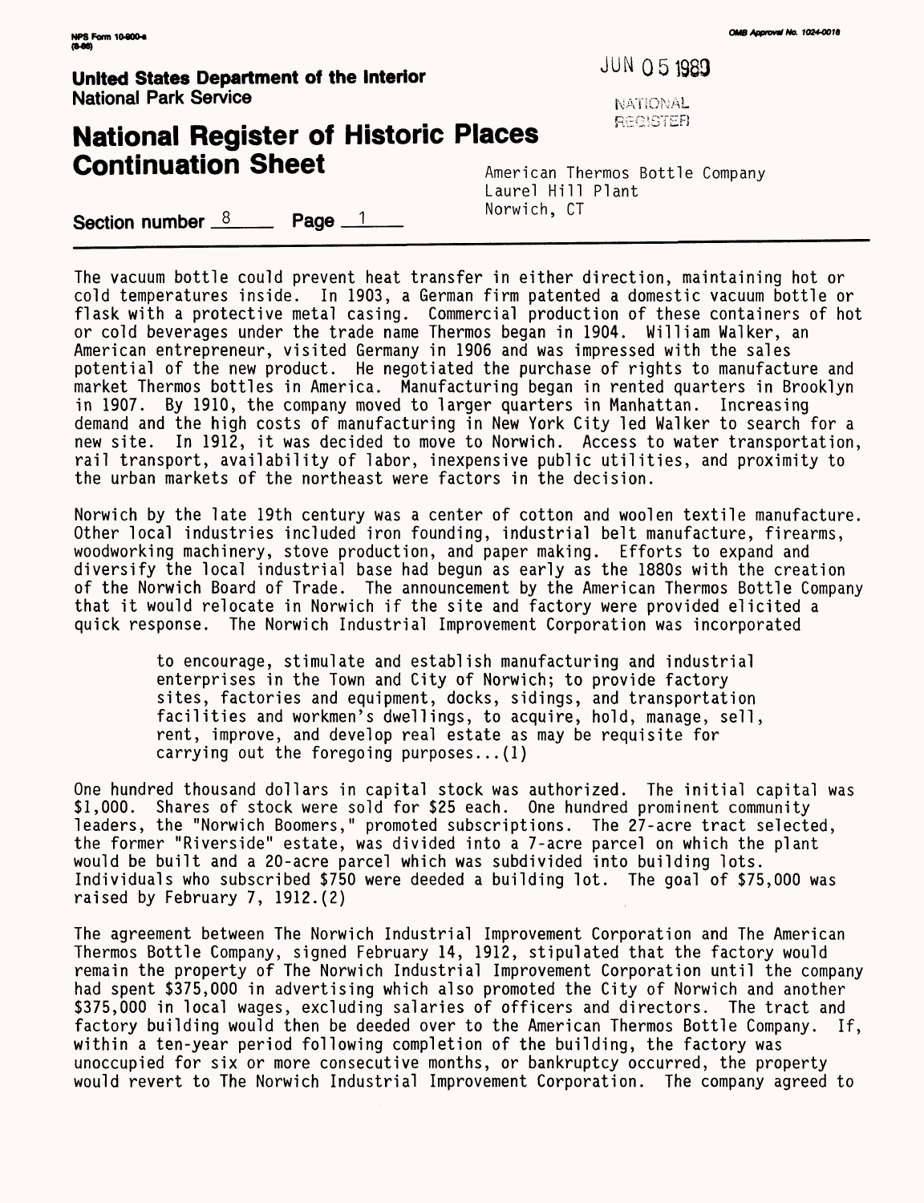The vacuum bottle could prevent heat transfer in either direction, maintaining hot or cold temperatures inside. In 1903, a German firm patented a domestic vacuum bottle or flask with a protective metal casing. Commercial production of these containers of hot or cold beverages under the trade name Thermos began in 1904. William Walker, an American entrepreneur, visited Germany in 1906 and was impressed with the sales potential of the new product. He negotiated the purchase of rights to manufacture and market Thermos bottles in America. Manufacturing began in rented quarters in Brooklyn in 1907. By 1910, the company moved to larger quarters in Manhattan. Increasing demand and the high costs of manufacturing in New York City led Walker to search for a new site. In 1912, it was decided to move to Norwich. Access to water transportation, rail transport, availability of labor, inexpensive public utilities, and proximity to the urban markets of the northeast were factors in the decision.

Norwich by the late 19th century was a center of cotton and woolen textile manufacture. Other local industries included iron founding, industrial belt manufacture, firearms, woodworking machinery, stove production, and paper making. Efforts to expand and diversify the local industrial base had begun as early as the 1880s with the creation of the Norwich Board of Trade. The announcement by the American Thermos Bottle Company that it would relocate in Norwich if the site and factory were provided elicited a quick response. The Norwich Industrial Improvement Corporation was incorporated

> to encourage, stimulate and establish manufacturing and industrial enterprises in the Town and City of Norwich; to provide factory sites, factories and equipment, docks, sidings, and transportation facilities and workmen's dwellings, to acquire, hold, manage, sell, rent, improve, and develop real estate as may be requisite for carrying out the foregoing purposes...(1)

One hundred thousand dollars in capital stock was authorized. The initial capital was $1,000. Shares of stock were sold for $25 each. One hundred prominent community leaders, the "Norwich Boomers," promoted subscriptions. The 27-acre tract selected, the former "Riverside" estate, was divided into a 7-acre parcel on which the plant would be built and a 20-acre parcel which was subdivided into building lots. Individuals who subscribed $750 were deeded a building lot. The goal of $75,000 was raised by February 7, 1912.(2)

The agreement between The Norwich Industrial Improvement Corporation and The American Thermos Bottle Company, signed February 14, 1912, stipulated that the factory would remain the property of The Norwich Industrial Improvement Corporation until the company had spent $375,000 in advertising which also promoted the City of Norwich and another $375,000 in local wages, excluding salaries of officers and directors. The tract and factory building would then be deeded over to the American Thermos Bottle Company. If, within a ten-year period following completion of the building, the factory was unoccupied for six or more consecutive months, or bankruptcy occurred, the property would revert to The Norwich Industrial Improvement Corporation. The company agreed to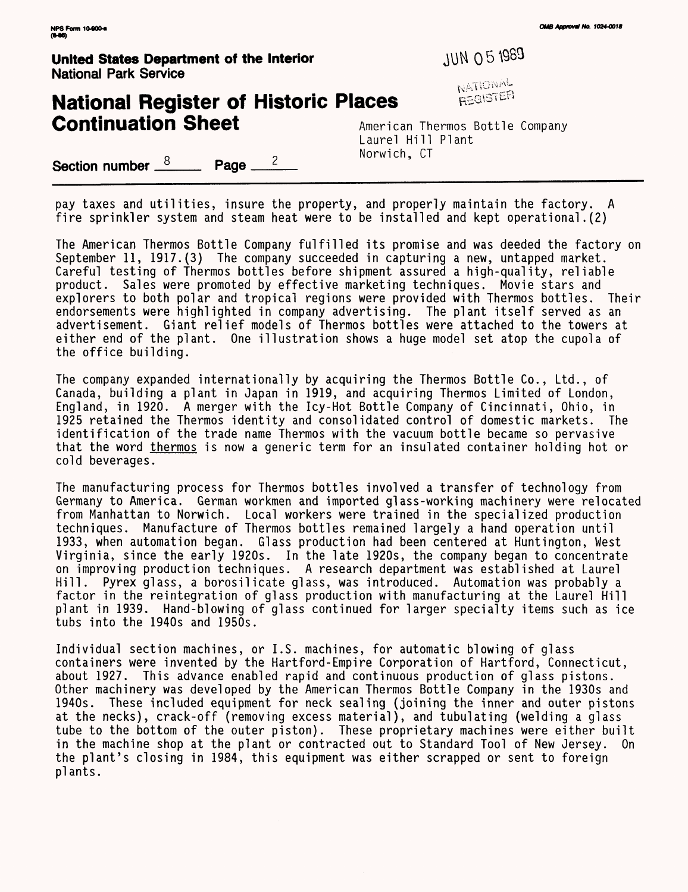pay taxes and utilities, insure the property, and properly maintain the factory. A fire sprinkler system and steam heat were to be installed and kept operational.(2)

The American Thermos Bottle Company fulfilled its promise and was deeded the factory on September 11, 1917.(3) The company succeeded in capturing a new, untapped market. Careful testing of Thermos bottles before shipment assured a high-quality, reliable product. Sales were promoted by effective marketing techniques. Movie stars and explorers to both polar and tropical regions were provided with Thermos bottles. Their endorsements were highlighted in company advertising. The plant itself served as an advertisement. Giant relief models of Thermos bottles were attached to the towers at either end of the plant. One illustration shows a huge model set atop the cupola of the office building.

The company expanded internationally by acquiring the Thermos Bottle Co., Ltd., of Canada, building a plant in Japan in 1919, and acquiring Thermos Limited of London, England, in 1920. A merger with the Icy-Hot Bottle Company of Cincinnati, Ohio, in 1925 retained the Thermos identity and consolidated control of domestic markets. The identification of the trade name Thermos with the vacuum bottle became so pervasive that the word thermos is now a generic term for an insulated container holding hot or cold beverages.

The manufacturing process for Thermos bottles involved a transfer of technology from Germany to America. German workmen and imported glass-working machinery were relocated from Manhattan to Norwich. Local workers were trained in the specialized production techniques. Manufacture of Thermos bottles remained largely a hand operation until 1933, when automation began. Glass production had been centered at Huntington, West Virginia, since the early 1920s. In the late 1920s, the company began to concentrate on improving production techniques. A research department was established at Laurel Hill. Pyrex glass, a borosilicate glass, was introduced. Automation was probably a factor in the reintegration of glass production with manufacturing at the Laurel Hill plant in 1939. Hand-blowing of glass continued for larger specialty items such as ice tubs into the 1940s and 1950s.

Individual section machines, or I.S. machines, for automatic blowing of glass containers were invented by the Hartford-Empire Corporation of Hartford, Connecticut, about 1927. This advance enabled rapid and continuous production of glass pistons. Other machinery was developed by the American Thermos Bottle Company in the 1930s and 1940s. These included equipment for neck sealing (joining the inner and outer pistons at the necks), crack-off (removing excess material), and tubulating (welding a glass tube to the bottom of the outer piston). These proprietary machines were either built in the machine shop at the plant or contracted out to Standard Tool of New Jersey. On the plant's closing in 1984, this equipment was either scrapped or sent to foreign plants.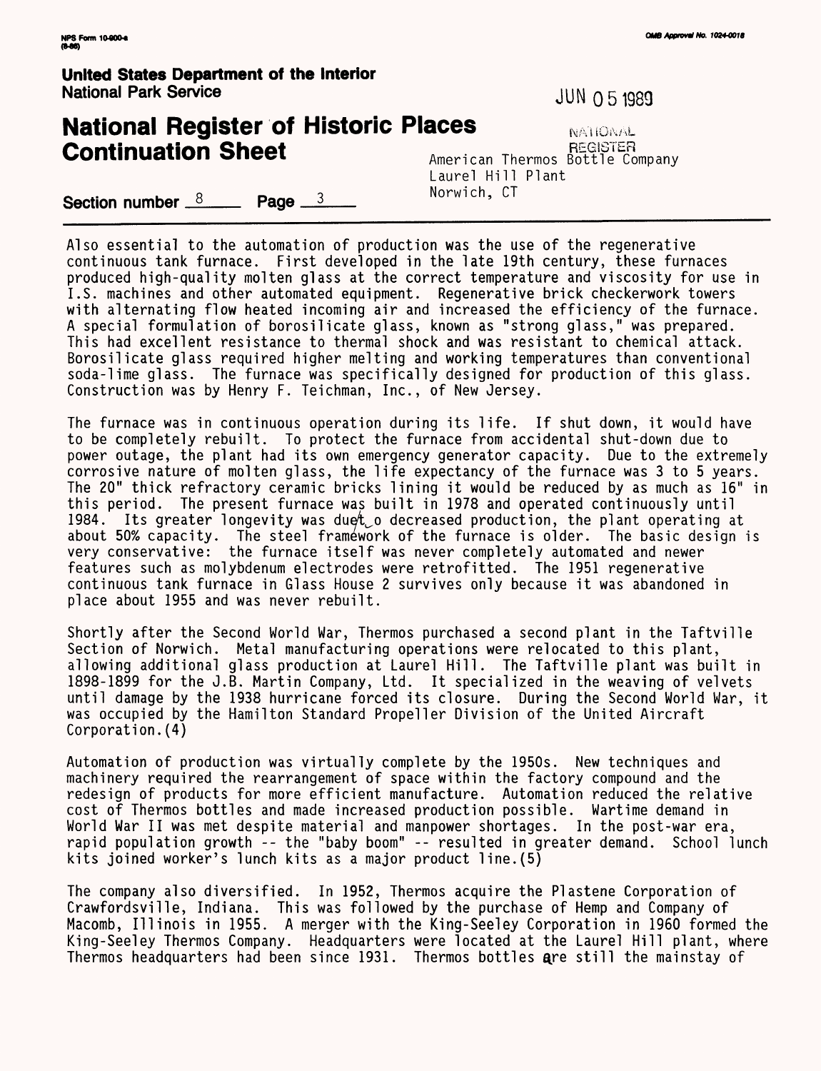Also essential to the automation of production was the use of the regenerative continuous tank furnace. First developed in the late 19th century, these furnaces produced high-quality molten glass at the correct temperature and viscosity for use in I.S. machines and other automated equipment. Regenerative brick checkerwork towers with alternating flow heated incoming air and increased the efficiency of the furnace. A special formulation of borosilicate glass, known as "strong glass," was prepared. This had excellent resistance to thermal shock and was resistant to chemical attack. Borosilicate glass required higher melting and working temperatures than conventional soda-lime glass. The furnace was specifically designed for production of this glass. Construction was by Henry F. Teichman, Inc., of New Jersey.

The furnace was in continuous operation during its life. If shut down, it would have to be completely rebuilt. To protect the furnace from accidental shut-down due to power outage, the plant had its own emergency generator capacity. Due to the extremely corrosive nature of molten glass, the life expectancy of the furnace was 3 to 5 years. The 20" thick refractory ceramic bricks lining it would be reduced by as much as 16" in this period. The present furnace was built in 1978 and operated continuously until 1984. Its greater longevity was due to decreased production, the plant operating at about 50% capacity. The steel framework of the furnace is older. The basic design is very conservative: the furnace itself was never completely automated and newer features such as molybdenum electrodes were retrofitted. The 1951 regenerative continuous tank furnace in Glass House 2 survives only because it was abandoned in place about 1955 and was never rebuilt.

Shortly after the Second World War, Thermos purchased a second plant in the Taftville Section of Norwich. Metal manufacturing operations were relocated to this plant, allowing additional glass production at Laurel Hill. The Taftville plant was built in 1898-1899 for the J.B. Martin Company, Ltd. It specialized in the weaving of velvets until damage by the 1938 hurricane forced its closure. During the Second World War, it was occupied by the Hamilton Standard Propeller Division of the United Aircraft Corporation.(4)

Automation of production was virtually complete by the 1950s. New techniques and machinery required the rearrangement of space within the factory compound and the redesign of products for more efficient manufacture. Automation reduced the relative cost of Thermos bottles and made increased production possible. Wartime demand in World War II was met despite material and manpower shortages. In the post-war era, rapid population growth -- the "baby boom" -- resulted in greater demand. School lunch kits joined worker's lunch kits as a major product line.(5)

The company also diversified. In 1952, Thermos acquire the Plastene Corporation of Crawfordsville, Indiana. This was followed by the purchase of Hemp and Company of Macomb, Illinois in 1955. A merger with the King-Seeley Corporation in 1960 formed the King-Seeley Thermos Company. Headquarters were located at the Laurel Hill plant, where Thermos headquarters had been since 1931. Thermos bottles are still the mainstay of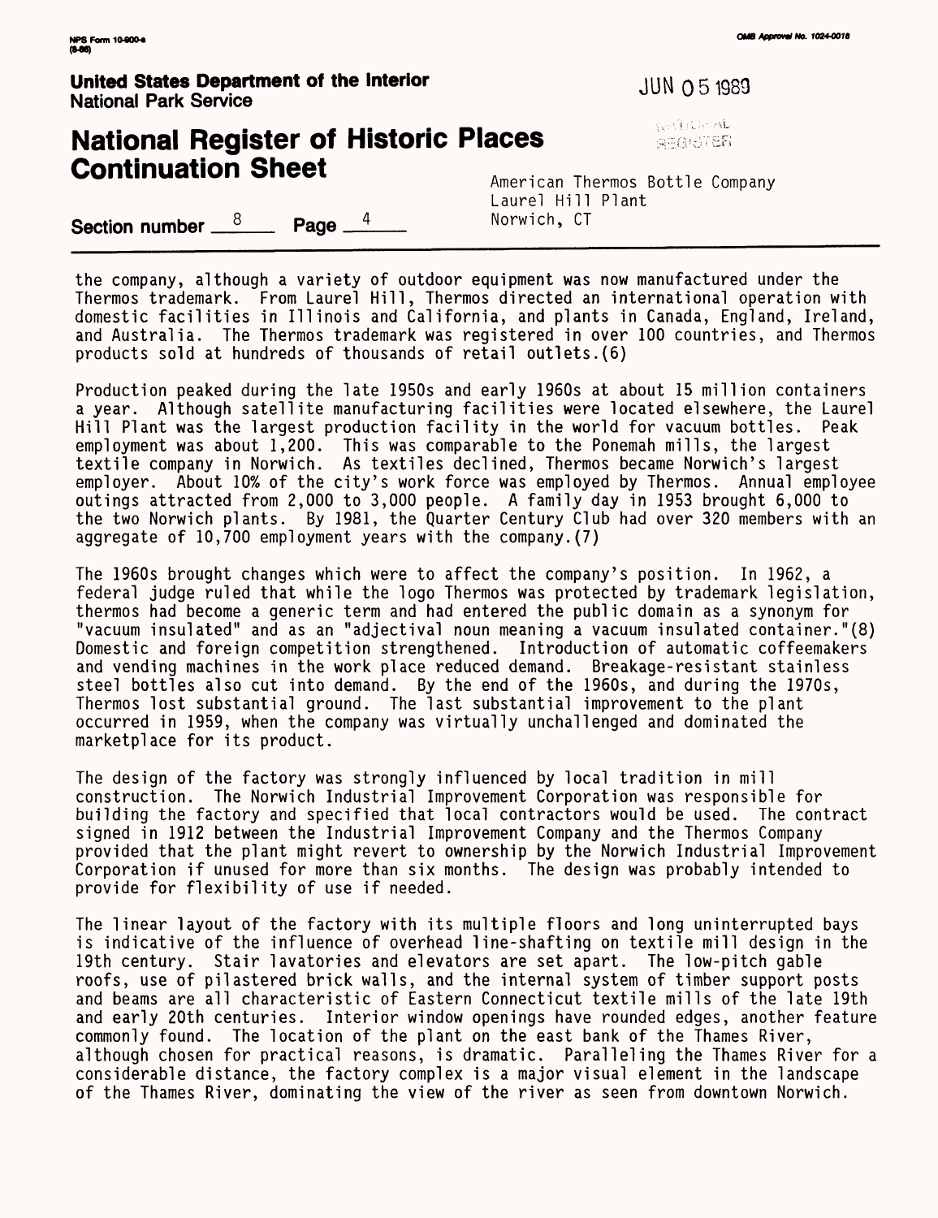the company, although a variety of outdoor equipment was now manufactured under the Thermos trademark. From Laurel Hill, Thermos directed an international operation with domestic facilities in Illinois and California, and plants in Canada, England, Ireland, and Australia. The Thermos trademark was registered in over 100 countries, and Thermos products sold at hundreds of thousands of retail outlets.(6)

Production peaked during the late 1950s and early 1960s at about 15 million containers a year. Although satellite manufacturing facilities were located elsewhere, the Laurel Hill Plant was the largest production facility in the world for vacuum bottles. Peak employment was about 1,200. This was comparable to the Ponemah mills, the largest textile company in Norwich. As textiles declined, Thermos became Norwich's largest employer. About 10% of the city's work force was employed by Thermos. Annual employee outings attracted from 2,000 to 3,000 people. A family day in 1953 brought 6,000 to the two Norwich plants. By 1981, the Quarter Century Club had over 320 members with an aggregate of 10,700 employment years with the company.(7)

The 1960s brought changes which were to affect the company's position. In 1962, a federal judge ruled that while the logo Thermos was protected by trademark legislation, thermos had become a generic term and had entered the public domain as a synonym for "vacuum insulated" and as an "adjectival noun meaning a vacuum insulated container."(8) Domestic and foreign competition strengthened. Introduction of automatic coffeemakers and vending machines in the work place reduced demand. Breakage-resistant stainless steel bottles also cut into demand. By the end of the 1960s, and during the 1970s, Thermos lost substantial ground. The last substantial improvement to the plant occurred in 1959, when the company was virtually unchallenged and dominated the marketplace for its product.

The design of the factory was strongly influenced by local tradition in mill construction. The Norwich Industrial Improvement Corporation was responsible for building the factory and specified that local contractors would be used. The contract signed in 1912 between the Industrial Improvement Company and the Thermos Company provided that the plant might revert to ownership by the Norwich Industrial Improvement Corporation if unused for more than six months. The design was probably intended to provide for flexibility of use if needed.

The linear layout of the factory with its multiple floors and long uninterrupted bays is indicative of the influence of overhead line-shafting on textile mill design in the 19th century. Stair lavatories and elevators are set apart. The low-pitch gable roofs, use of pilastered brick walls, and the internal system of timber support posts and beams are all characteristic of Eastern Connecticut textile mills of the late 19th and early 20th centuries. Interior window openings have rounded edges, another feature commonly found. The location of the plant on the east bank of the Thames River, although chosen for practical reasons, is dramatic. Paralleling the Thames River for a considerable distance, the factory complex is a major visual element in the landscape of the Thames River, dominating the view of the river as seen from downtown Norwich.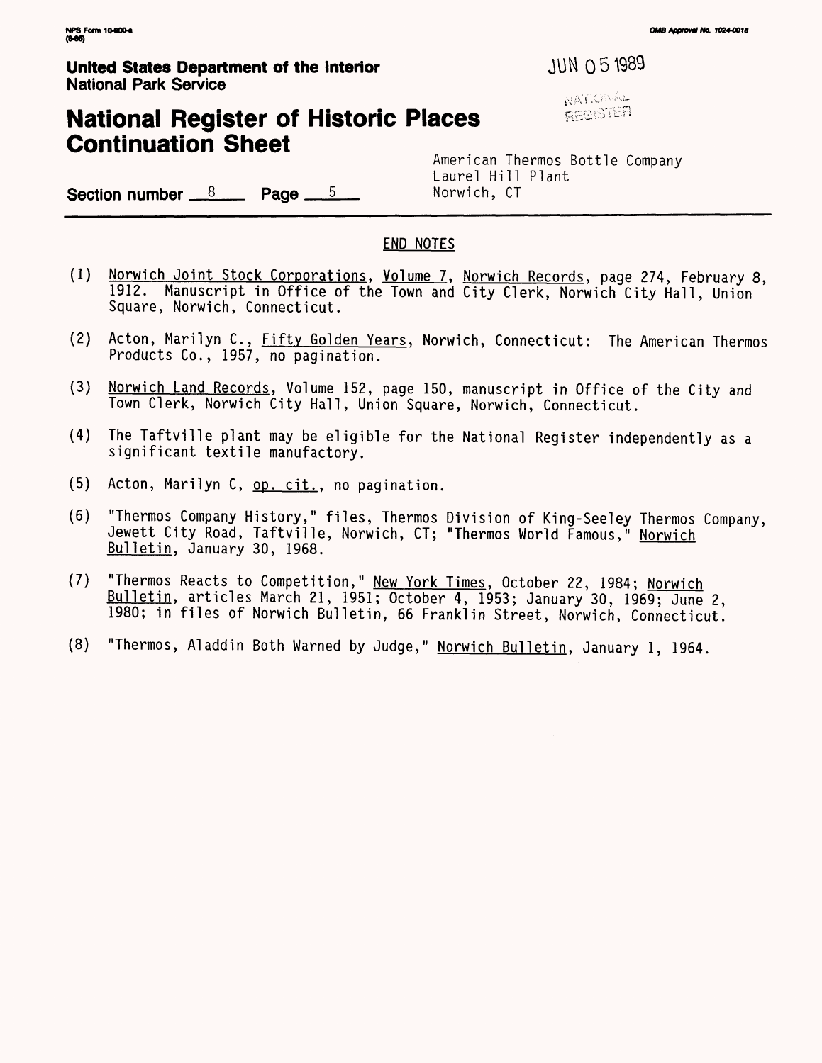**United States Department of the Interior**
**National Park Service**

JUN 05 1989

NATIONAL REGISTER

# National Register of Historic Places Continuation Sheet

Section number 8 Page 5

American Thermos Bottle Company
Laurel Hill Plant
Norwich, CT

## END NOTES

(1) Norwich Joint Stock Corporations, Volume 7, Norwich Records, page 274, February 8, 1912. Manuscript in Office of the Town and City Clerk, Norwich City Hall, Union Square, Norwich, Connecticut.

(2) Acton, Marilyn C., Fifty Golden Years, Norwich, Connecticut: The American Thermos Products Co., 1957, no pagination.

(3) Norwich Land Records, Volume 152, page 150, manuscript in Office of the City and Town Clerk, Norwich City Hall, Union Square, Norwich, Connecticut.

(4) The Taftville plant may be eligible for the National Register independently as a significant textile manufactory.

(5) Acton, Marilyn C, op. cit., no pagination.

(6) "Thermos Company History," files, Thermos Division of King-Seeley Thermos Company, Jewett City Road, Taftville, Norwich, CT; "Thermos World Famous," Norwich Bulletin, January 30, 1968.

(7) "Thermos Reacts to Competition," New York Times, October 22, 1984; Norwich Bulletin, articles March 21, 1951; October 4, 1953; January 30, 1969; June 2, 1980; in files of Norwich Bulletin, 66 Franklin Street, Norwich, Connecticut.

(8) "Thermos, Aladdin Both Warned by Judge," Norwich Bulletin, January 1, 1964.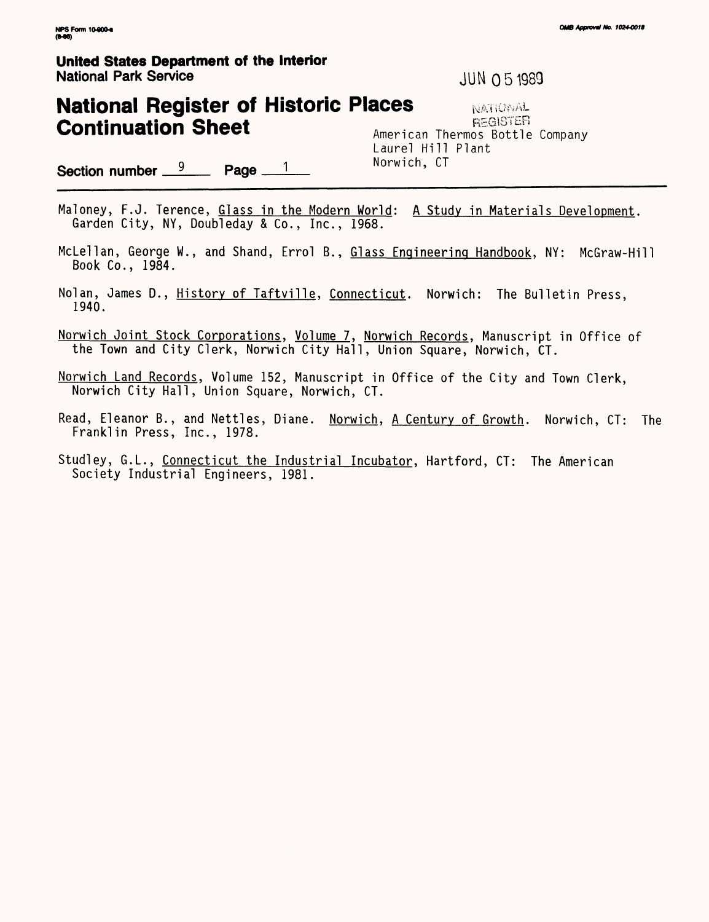United States Department of the Interior
National Park Service

JUN 05 1989

NATIONAL REGISTER

# National Register of Historic Places Continuation Sheet

American Thermos Bottle Company
Laurel Hill Plant
Norwich, CT

Section number 9 Page 1

Maloney, F.J. Terence, Glass in the Modern World: A Study in Materials Development. Garden City, NY, Doubleday & Co., Inc., 1968.

McLellan, George W., and Shand, Errol B., Glass Engineering Handbook, NY: McGraw-Hill Book Co., 1984.

Nolan, James D., History of Taftville, Connecticut. Norwich: The Bulletin Press, 1940.

Norwich Joint Stock Corporations, Volume 7, Norwich Records, Manuscript in Office of the Town and City Clerk, Norwich City Hall, Union Square, Norwich, CT.

Norwich Land Records, Volume 152, Manuscript in Office of the City and Town Clerk, Norwich City Hall, Union Square, Norwich, CT.

Read, Eleanor B., and Nettles, Diane. Norwich, A Century of Growth. Norwich, CT: The Franklin Press, Inc., 1978.

Studley, G.L., Connecticut the Industrial Incubator, Hartford, CT: The American Society Industrial Engineers, 1981.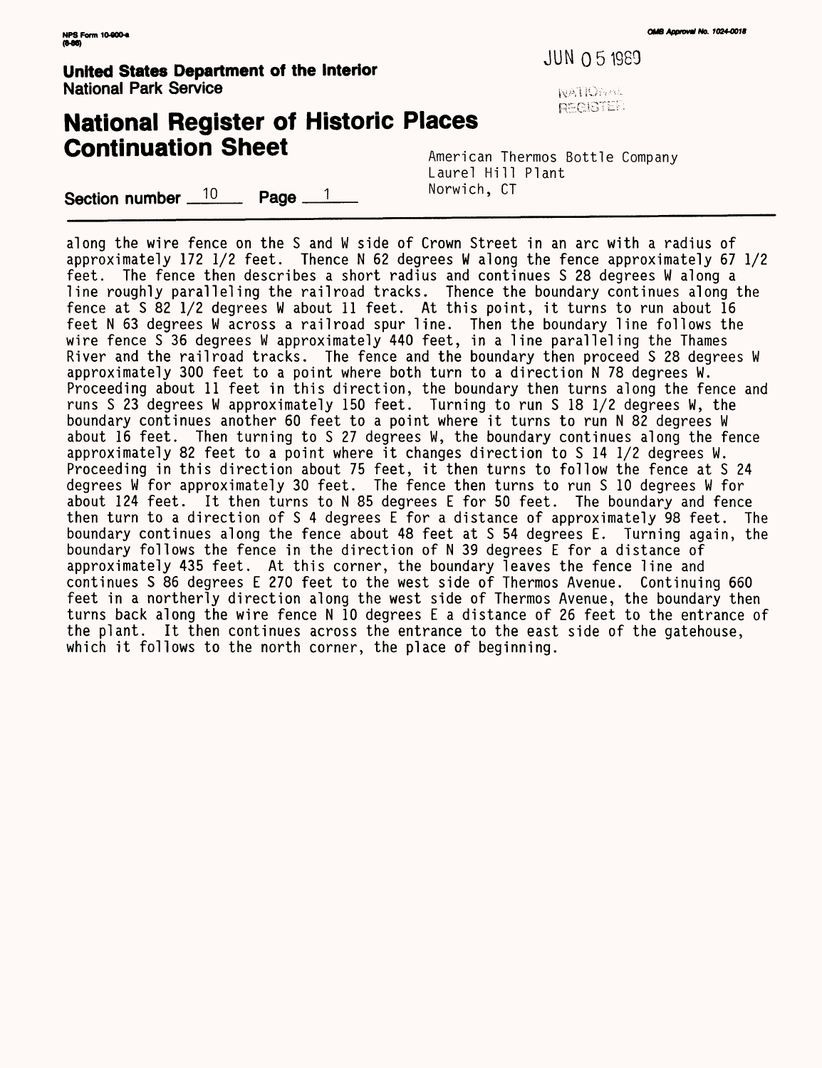NPS Form 10-900-a
(8-86)

OMB Approval No. 1024-0018

JUN 05 1989

NATIONAL REGISTER

**United States Department of the Interior**
**National Park Service**

# National Register of Historic Places Continuation Sheet

American Thermos Bottle Company
Laurel Hill Plant
Norwich, CT

**Section number** 10 **Page** 1

along the wire fence on the S and W side of Crown Street in an arc with a radius of approximately 172 1/2 feet. Thence N 62 degrees W along the fence approximately 67 1/2 feet. The fence then describes a short radius and continues S 28 degrees W along a line roughly paralleling the railroad tracks. Thence the boundary continues along the fence at S 82 1/2 degrees W about 11 feet. At this point, it turns to run about 16 feet N 63 degrees W across a railroad spur line. Then the boundary line follows the wire fence S 36 degrees W approximately 440 feet, in a line paralleling the Thames River and the railroad tracks. The fence and the boundary then proceed S 28 degrees W approximately 300 feet to a point where both turn to a direction N 78 degrees W. Proceeding about 11 feet in this direction, the boundary then turns along the fence and runs S 23 degrees W approximately 150 feet. Turning to run S 18 1/2 degrees W, the boundary continues another 60 feet to a point where it turns to run N 82 degrees W about 16 feet. Then turning to S 27 degrees W, the boundary continues along the fence approximately 82 feet to a point where it changes direction to S 14 1/2 degrees W. Proceeding in this direction about 75 feet, it then turns to follow the fence at S 24 degrees W for approximately 30 feet. The fence then turns to run S 10 degrees W for about 124 feet. It then turns to N 85 degrees E for 50 feet. The boundary and fence then turn to a direction of S 4 degrees E for a distance of approximately 98 feet. The boundary continues along the fence about 48 feet at S 54 degrees E. Turning again, the boundary follows the fence in the direction of N 39 degrees E for a distance of approximately 435 feet. At this corner, the boundary leaves the fence line and continues S 86 degrees E 270 feet to the west side of Thermos Avenue. Continuing 660 feet in a northerly direction along the west side of Thermos Avenue, the boundary then turns back along the wire fence N 10 degrees E a distance of 26 feet to the entrance of the plant. It then continues across the entrance to the east side of the gatehouse, which it follows to the north corner, the place of beginning.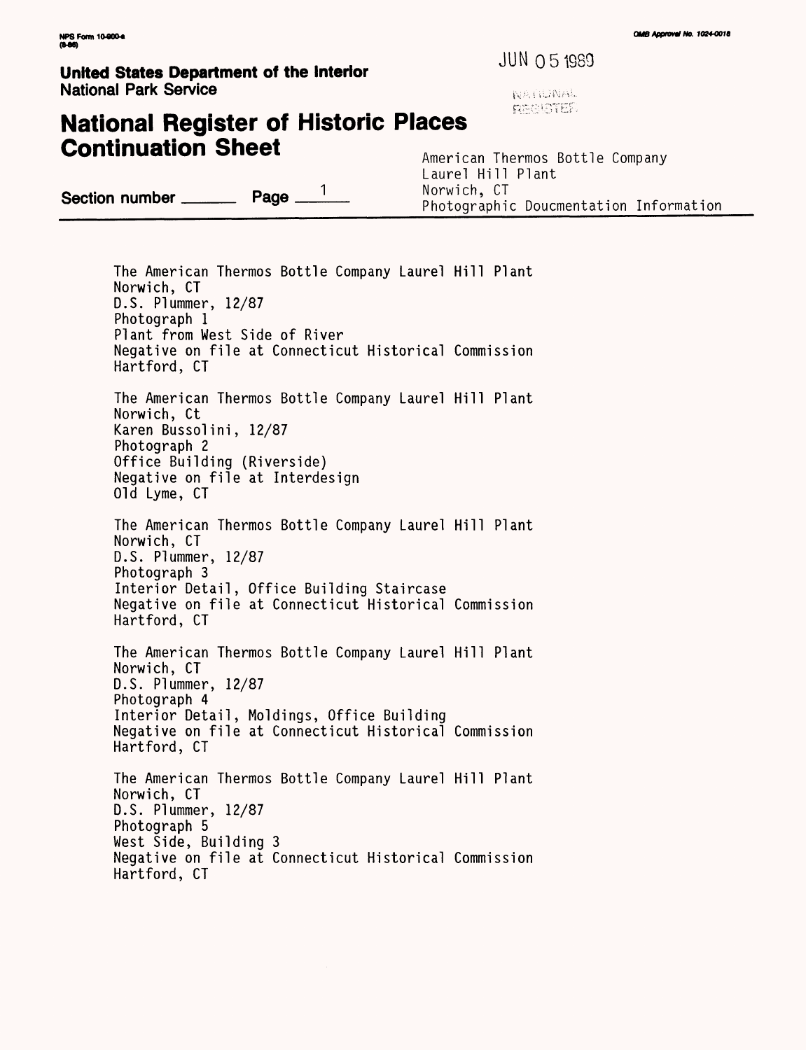**United States Department of the Interior**
National Park Service

JUN 05 1989

NATIONAL REGISTER

# National Register of Historic Places Continuation Sheet

Section number ______ Page 1

American Thermos Bottle Company
Laurel Hill Plant
Norwich, CT
Photographic Doucmentation Information

The American Thermos Bottle Company Laurel Hill Plant
Norwich, CT
D.S. Plummer, 12/87
Photograph 1
Plant from West Side of River
Negative on file at Connecticut Historical Commission
Hartford, CT

The American Thermos Bottle Company Laurel Hill Plant
Norwich, Ct
Karen Bussolini, 12/87
Photograph 2
Office Building (Riverside)
Negative on file at Interdesign
Old Lyme, CT

The American Thermos Bottle Company Laurel Hill Plant
Norwich, CT
D.S. Plummer, 12/87
Photograph 3
Interior Detail, Office Building Staircase
Negative on file at Connecticut Historical Commission
Hartford, CT

The American Thermos Bottle Company Laurel Hill Plant
Norwich, CT
D.S. Plummer, 12/87
Photograph 4
Interior Detail, Moldings, Office Building
Negative on file at Connecticut Historical Commission
Hartford, CT

The American Thermos Bottle Company Laurel Hill Plant
Norwich, CT
D.S. Plummer, 12/87
Photograph 5
West Side, Building 3
Negative on file at Connecticut Historical Commission
Hartford, CT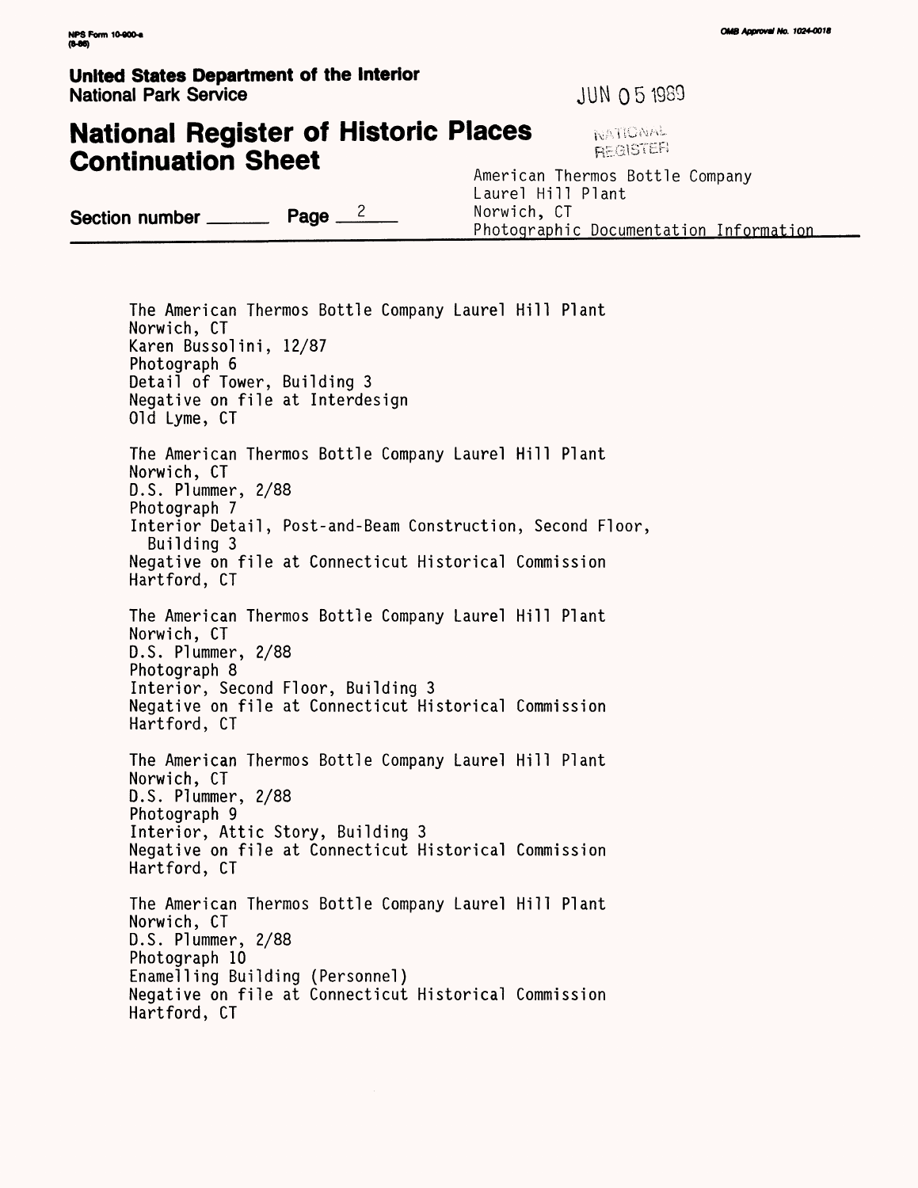**United States Department of the Interior**
**National Park Service**

JUN 05 1989

NATIONAL REGISTER

# National Register of Historic Places Continuation Sheet

Section number ______ Page 2

American Thermos Bottle Company
Laurel Hill Plant
Norwich, CT
Photographic Documentation Information

The American Thermos Bottle Company Laurel Hill Plant
Norwich, CT
Karen Bussolini, 12/87
Photograph 6
Detail of Tower, Building 3
Negative on file at Interdesign
Old Lyme, CT

The American Thermos Bottle Company Laurel Hill Plant
Norwich, CT
D.S. Plummer, 2/88
Photograph 7
Interior Detail, Post-and-Beam Construction, Second Floor, Building 3
Negative on file at Connecticut Historical Commission
Hartford, CT

The American Thermos Bottle Company Laurel Hill Plant
Norwich, CT
D.S. Plummer, 2/88
Photograph 8
Interior, Second Floor, Building 3
Negative on file at Connecticut Historical Commission
Hartford, CT

The American Thermos Bottle Company Laurel Hill Plant
Norwich, CT
D.S. Plummer, 2/88
Photograph 9
Interior, Attic Story, Building 3
Negative on file at Connecticut Historical Commission
Hartford, CT

The American Thermos Bottle Company Laurel Hill Plant
Norwich, CT
D.S. Plummer, 2/88
Photograph 10
Enamelling Building (Personnel)
Negative on file at Connecticut Historical Commission
Hartford, CT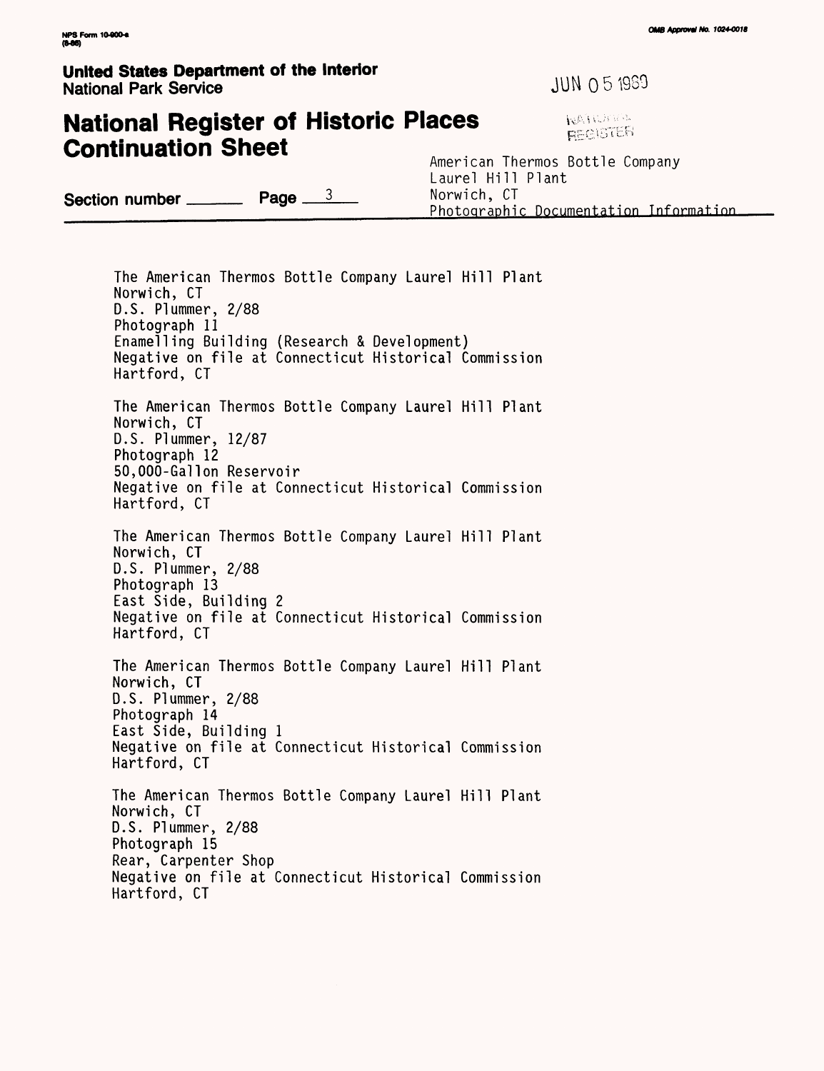NPS Form 10-900-a
(8-86)

OMB Approval No. 1024-0018

**United States Department of the Interior**
**National Park Service**

JUN 05 1989

NATIONAL
REGISTER

# National Register of Historic Places Continuation Sheet

**Section number** ______ **Page** 3

American Thermos Bottle Company
Laurel Hill Plant
Norwich, CT
Photographic Documentation Information

The American Thermos Bottle Company Laurel Hill Plant
Norwich, CT
D.S. Plummer, 2/88
Photograph 11
Enamelling Building (Research & Development)
Negative on file at Connecticut Historical Commission
Hartford, CT

The American Thermos Bottle Company Laurel Hill Plant
Norwich, CT
D.S. Plummer, 12/87
Photograph 12
50,000-Gallon Reservoir
Negative on file at Connecticut Historical Commission
Hartford, CT

The American Thermos Bottle Company Laurel Hill Plant
Norwich, CT
D.S. Plummer, 2/88
Photograph 13
East Side, Building 2
Negative on file at Connecticut Historical Commission
Hartford, CT

The American Thermos Bottle Company Laurel Hill Plant
Norwich, CT
D.S. Plummer, 2/88
Photograph 14
East Side, Building 1
Negative on file at Connecticut Historical Commission
Hartford, CT

The American Thermos Bottle Company Laurel Hill Plant
Norwich, CT
D.S. Plummer, 2/88
Photograph 15
Rear, Carpenter Shop
Negative on file at Connecticut Historical Commission
Hartford, CT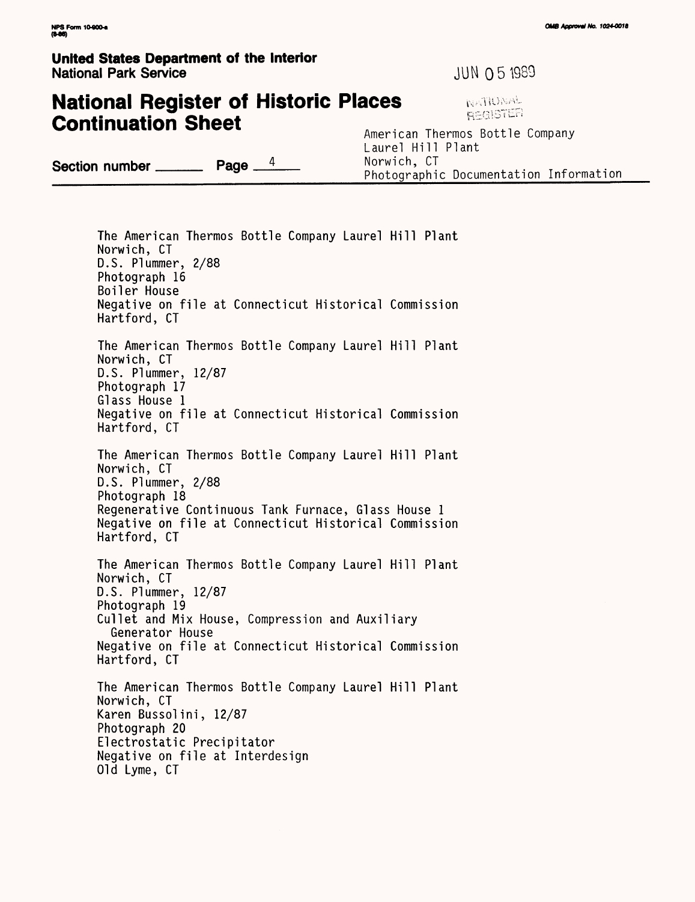The American Thermos Bottle Company Laurel Hill Plant
Norwich, CT
D.S. Plummer, 2/88
Photograph 16
Boiler House
Negative on file at Connecticut Historical Commission
Hartford, CT

The American Thermos Bottle Company Laurel Hill Plant
Norwich, CT
D.S. Plummer, 12/87
Photograph 17
Glass House 1
Negative on file at Connecticut Historical Commission
Hartford, CT

The American Thermos Bottle Company Laurel Hill Plant
Norwich, CT
D.S. Plummer, 2/88
Photograph 18
Regenerative Continuous Tank Furnace, Glass House 1
Negative on file at Connecticut Historical Commission
Hartford, CT

The American Thermos Bottle Company Laurel Hill Plant
Norwich, CT
D.S. Plummer, 12/87
Photograph 19
Cullet and Mix House, Compression and Auxiliary Generator House
Negative on file at Connecticut Historical Commission
Hartford, CT

The American Thermos Bottle Company Laurel Hill Plant
Norwich, CT
Karen Bussolini, 12/87
Photograph 20
Electrostatic Precipitator
Negative on file at Interdesign
Old Lyme, CT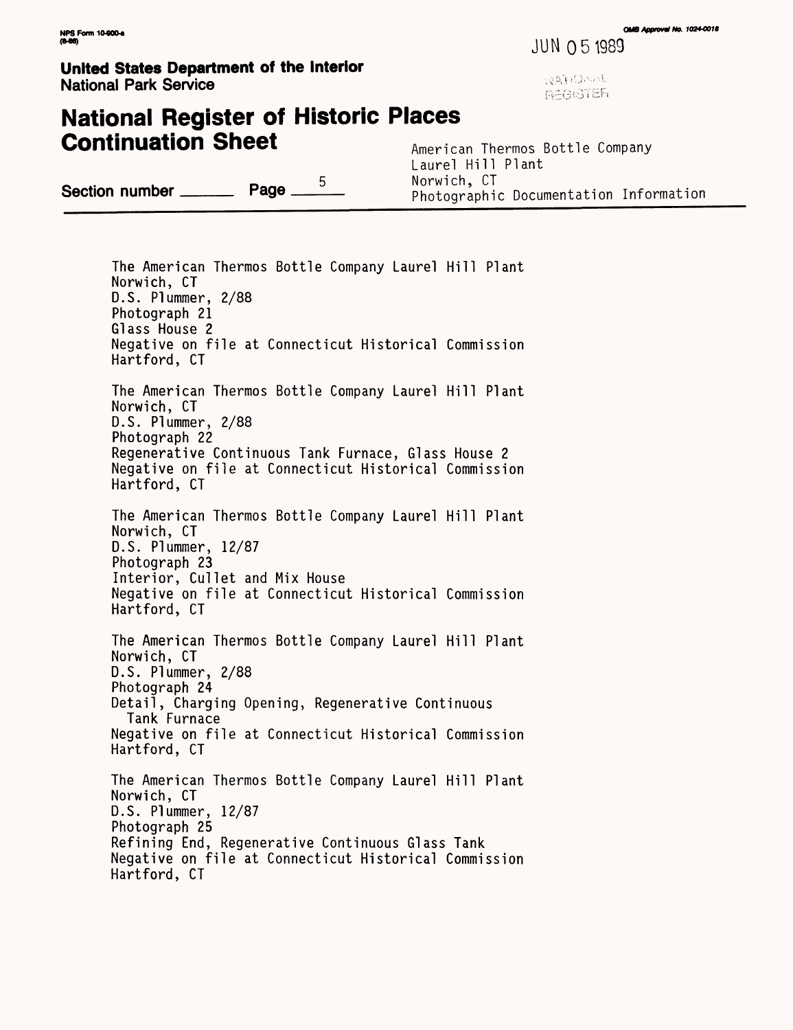**United States Department of the Interior**
**National Park Service**

# National Register of Historic Places Continuation Sheet

Section number ______ Page 5

American Thermos Bottle Company
Laurel Hill Plant
Norwich, CT
Photographic Documentation Information

---

The American Thermos Bottle Company Laurel Hill Plant
Norwich, CT
D.S. Plummer, 2/88
Photograph 21
Glass House 2
Negative on file at Connecticut Historical Commission
Hartford, CT

The American Thermos Bottle Company Laurel Hill Plant
Norwich, CT
D.S. Plummer, 2/88
Photograph 22
Regenerative Continuous Tank Furnace, Glass House 2
Negative on file at Connecticut Historical Commission
Hartford, CT

The American Thermos Bottle Company Laurel Hill Plant
Norwich, CT
D.S. Plummer, 12/87
Photograph 23
Interior, Cullet and Mix House
Negative on file at Connecticut Historical Commission
Hartford, CT

The American Thermos Bottle Company Laurel Hill Plant
Norwich, CT
D.S. Plummer, 2/88
Photograph 24
Detail, Charging Opening, Regenerative Continuous Tank Furnace
Negative on file at Connecticut Historical Commission
Hartford, CT

The American Thermos Bottle Company Laurel Hill Plant
Norwich, CT
D.S. Plummer, 12/87
Photograph 25
Refining End, Regenerative Continuous Glass Tank
Negative on file at Connecticut Historical Commission
Hartford, CT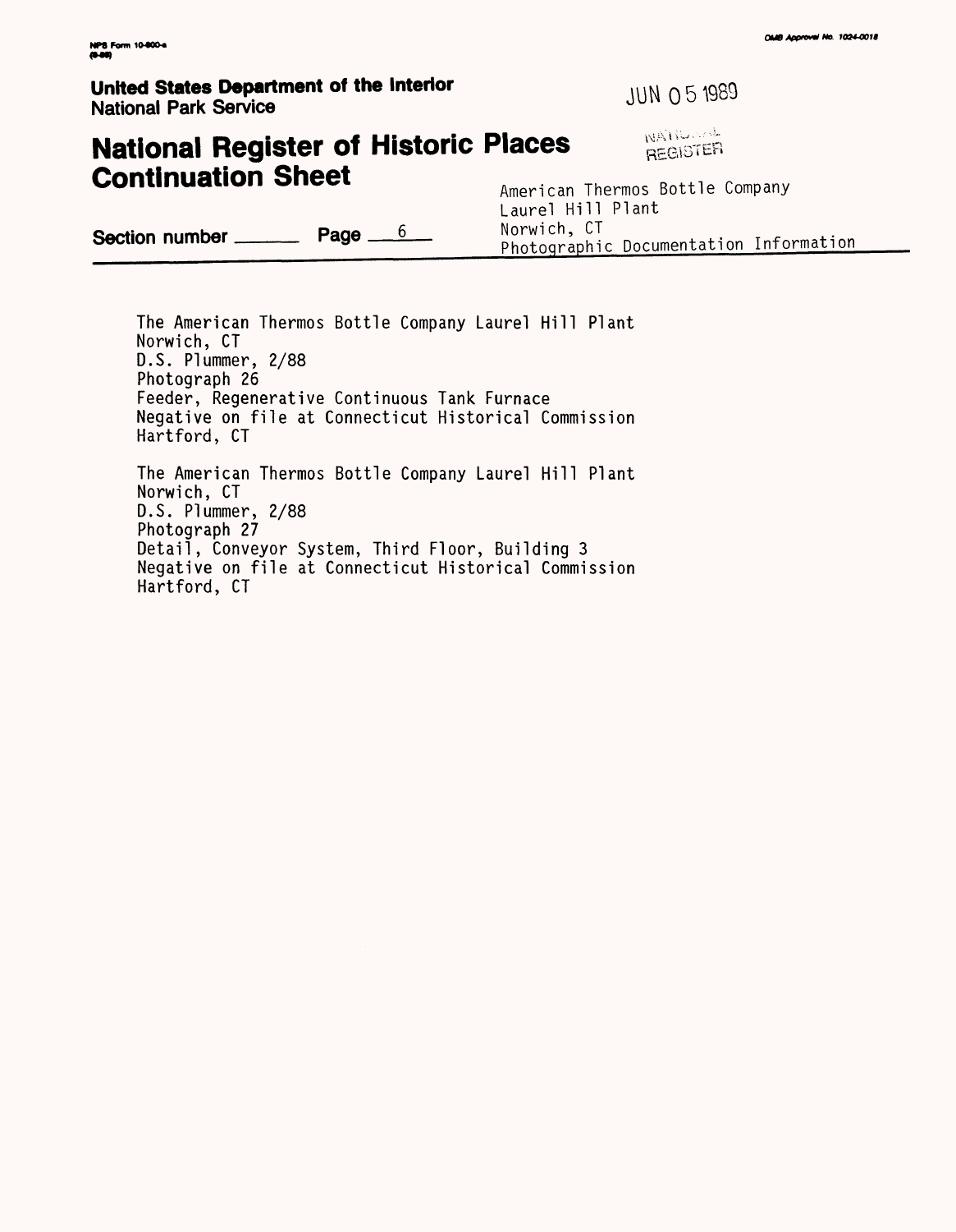**United States Department of the Interior**
**National Park Service**

JUN 05 1989

NATIONAL REGISTER

# National Register of Historic Places Continuation Sheet

**Section number** ______ **Page** 6

American Thermos Bottle Company
Laurel Hill Plant
Norwich, CT
Photographic Documentation Information

---

The American Thermos Bottle Company Laurel Hill Plant
Norwich, CT
D.S. Plummer, 2/88
Photograph 26
Feeder, Regenerative Continuous Tank Furnace
Negative on file at Connecticut Historical Commission
Hartford, CT

The American Thermos Bottle Company Laurel Hill Plant
Norwich, CT
D.S. Plummer, 2/88
Photograph 27
Detail, Conveyor System, Third Floor, Building 3
Negative on file at Connecticut Historical Commission
Hartford, CT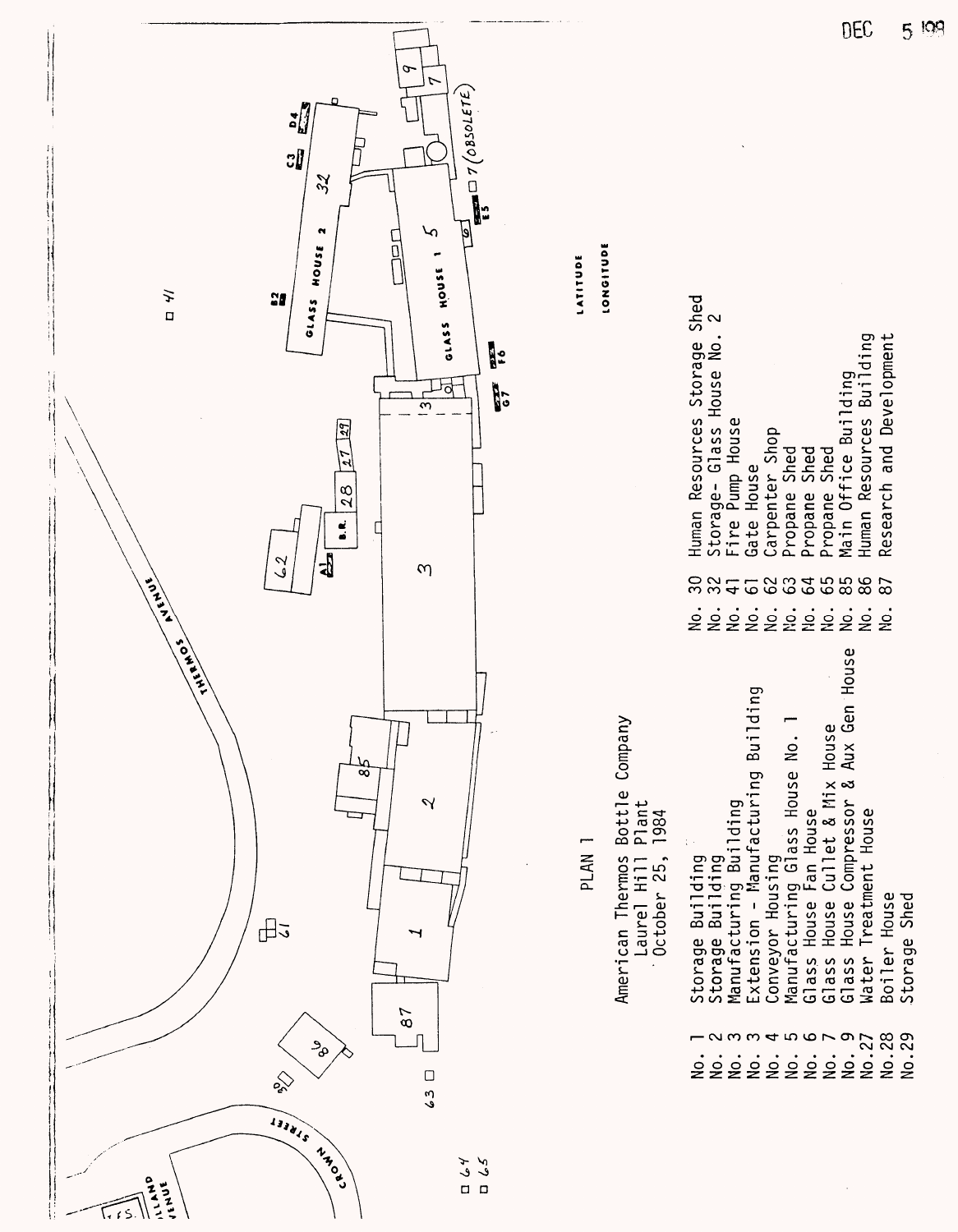PLAN 1

American Thermos Bottle Company
Laurel Hill Plant
October 25, 1984

| | |
|---|---|
| No. 1 | Storage Building |
| No. 2 | Storage Building |
| No. 3 | Manufacturing Building |
| No. 3 | Extension - Manufacturing Building |
| No. 4 | Conveyor Housing |
| No. 5 | Manufacturing Glass House No. 1 |
| No. 6 | Glass House Fan House |
| No. 7 | Glass House Cullet & Mix House |
| No. 9 | Glass House Compressor & Aux Gen House |
| No. 27 | Water Treatment House |
| No. 28 | Boiler House |
| No. 29 | Storage Shed |
| No. 30 | Human Resources Storage Shed |
| No. 32 | Storage- Glass House No. 2 |
| No. 41 | Fire Pump House |
| No. 61 | Gate House |
| No. 62 | Carpenter Shop |
| No. 63 | Propane Shed |
| No. 64 | Propane Shed |
| No. 65 | Propane Shed |
| No. 85 | Main Office Building |
| No. 86 | Human Resources Building |
| No. 87 | Research and Development |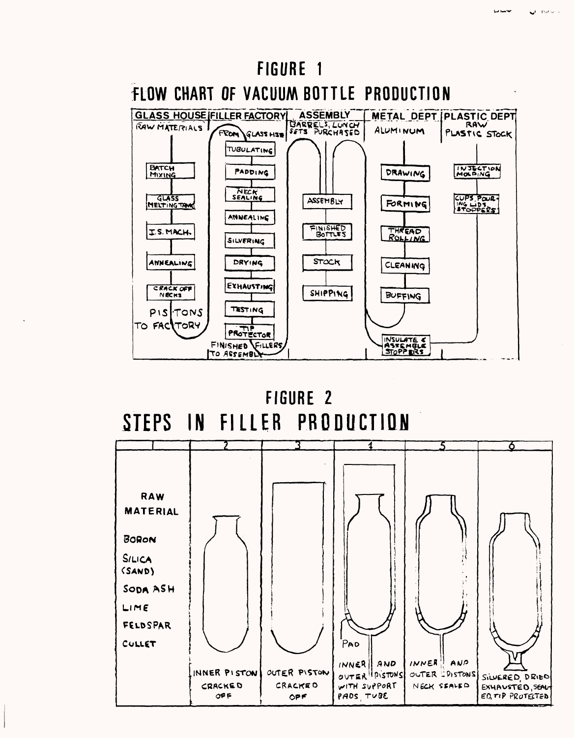# FIGURE 1

## FLOW CHART OF VACUUM BOTTLE PRODUCTION

GLASS HOUSE
RAW MATERIALS
BATCH MIXING
GLASS MELTING TANK
I.S. MACH.
ANNEALING
CRACK OFF NECKS
PISTONS TO FACTORY

FILLER FACTORY
FROM GLASS HSE
TUBULATING
PADDING
NECK SEALING
ANNEALING
SILVERING
DRYING
EXHAUSTING
TESTING
TIP PROTECTOR
FINISHED FILLERS TO ASSEMBLY

ASSEMBLY
BARRELS, LUNCH SETS PURCHASED
ASSEMBLY
FINISHED BOTTLES
STOCK
SHIPPING

METAL DEPT
ALUMINUM
DRAWING
FORMING
THREAD ROLLING
CLEANING
BUFFING
INSULATE & ASSEMBLE STOPPERS

PLASTIC DEPT
RAW PLASTIC STOCK
INJECTION MOLDING
CUPS, POURING LIDS, STOPPERS

# FIGURE 2

## STEPS IN FILLER PRODUCTION

1
RAW MATERIAL
BORON
SILICA (SAND)
SODA ASH
LIME
FELDSPAR
CULLET

2
INNER PISTON CRACKED OFF

3
OUTER PISTON CRACKED OFF

4
PAD
INNER AND OUTER PISTONS WITH SUPPORT PADS, TUBE

5
INNER AND OUTER PISTONS NECK SEALED

6
SILVERED, DRIED EXHAUSTED, SEALED, TIP PROTECTED